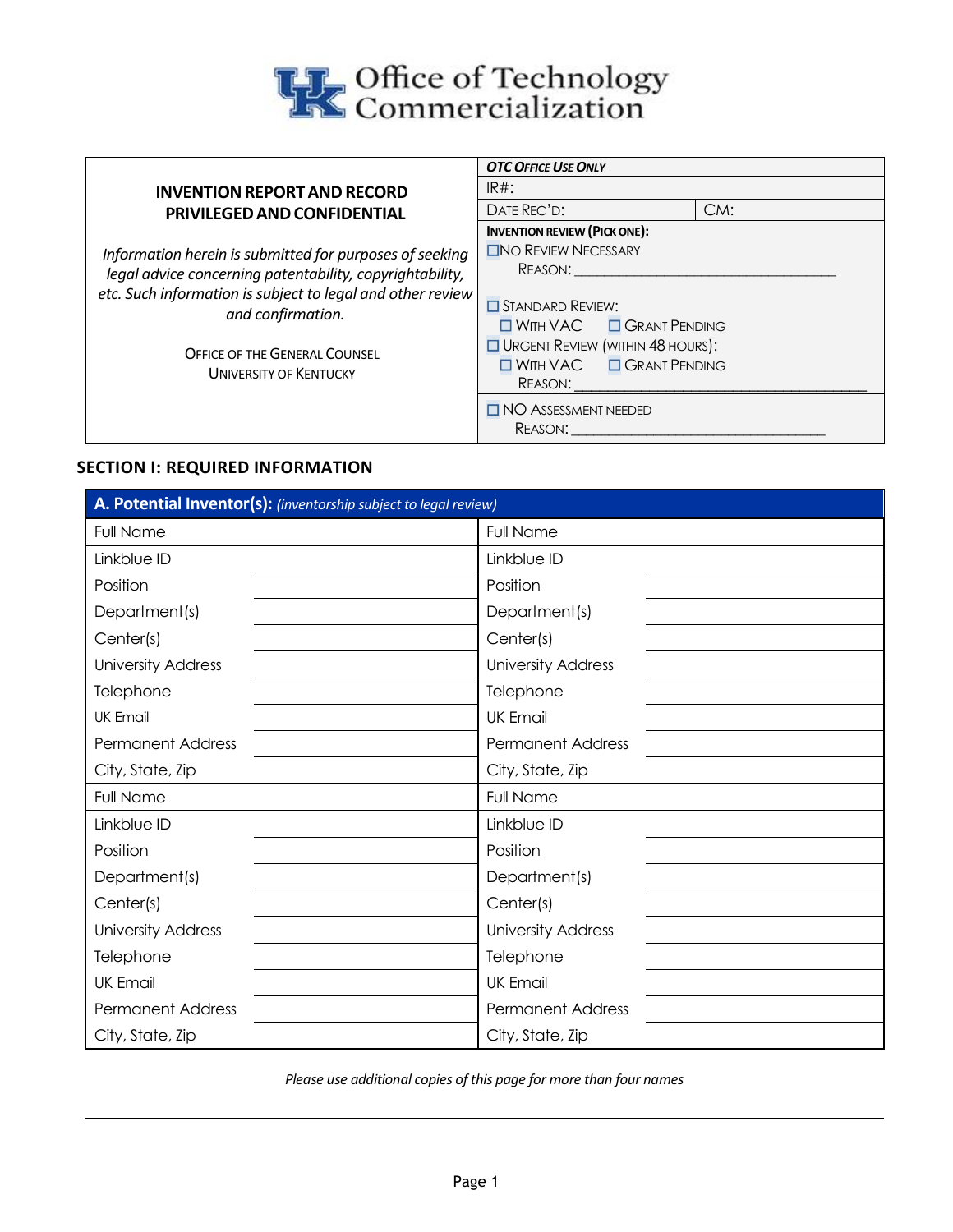# Office of Technology Commercialization

| **INVENTION REPORT AND RECORD**<br>**PRIVILEGED AND CONFIDENTIAL**<br><br>*Information herein is submitted for purposes of seeking legal advice concerning patentability, copyrightability, etc. Such information is subject to legal and other review and confirmation.*<br><br>OFFICE OF THE GENERAL COUNSEL<br>UNIVERSITY OF KENTUCKY | ***OTC OFFICE USE ONLY***<br>IR#:<br>DATE REC'D: CM:<br>**INVENTION REVIEW (PICK ONE):**<br>☐ NO REVIEW NECESSARY<br>REASON: ______________________________<br>☐ STANDARD REVIEW:<br>☐ WITH VAC ☐ GRANT PENDING<br>☐ URGENT REVIEW (WITHIN 48 HOURS):<br>☐ WITH VAC ☐ GRANT PENDING<br>REASON: ______________________________<br>☐ NO ASSESSMENT NEEDED<br>REASON: ______________________________ |
|---|---|

## SECTION I: REQUIRED INFORMATION

| **A. Potential Inventor(s):** *(inventorship subject to legal review)* | | | |
|---|---|---|---|
| Full Name | | Full Name | |
| Linkblue ID | | Linkblue ID | |
| Position | | Position | |
| Department(s) | | Department(s) | |
| Center(s) | | Center(s) | |
| University Address | | University Address | |
| Telephone | | Telephone | |
| UK Email | | UK Email | |
| Permanent Address | | Permanent Address | |
| City, State, Zip | | City, State, Zip | |
| Full Name | | Full Name | |
| Linkblue ID | | Linkblue ID | |
| Position | | Position | |
| Department(s) | | Department(s) | |
| Center(s) | | Center(s) | |
| University Address | | University Address | |
| Telephone | | Telephone | |
| UK Email | | UK Email | |
| Permanent Address | | Permanent Address | |
| City, State, Zip | | City, State, Zip | |

*Please use additional copies of this page for more than four names*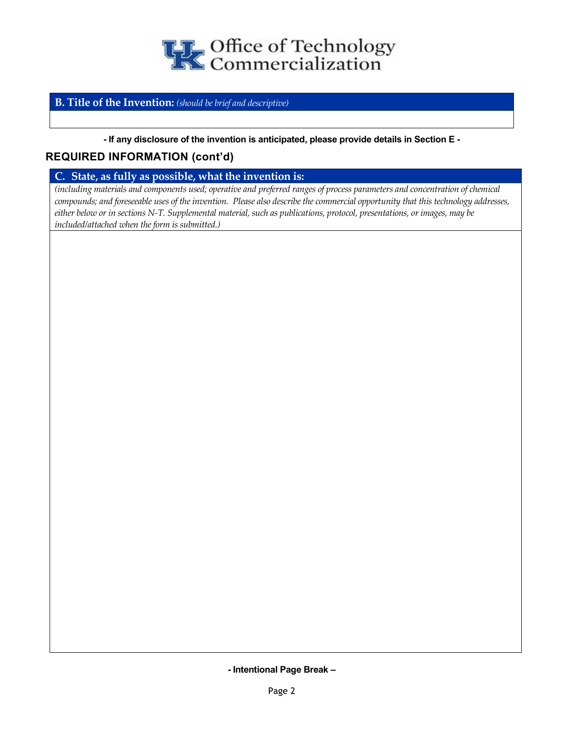Office of Technology Commercialization

**B. Title of the Invention:** *(should be brief and descriptive)*

**- If any disclosure of the invention is anticipated, please provide details in Section E -**

## REQUIRED INFORMATION (cont'd)

**C. State, as fully as possible, what the invention is:**

*(including materials and components used; operative and preferred ranges of process parameters and concentration of chemical compounds; and foreseeable uses of the invention. Please also describe the commercial opportunity that this technology addresses, either below or in sections N-T. Supplemental material, such as publications, protocol, presentations, or images, may be included/attached when the form is submitted.)*

**- Intentional Page Break –**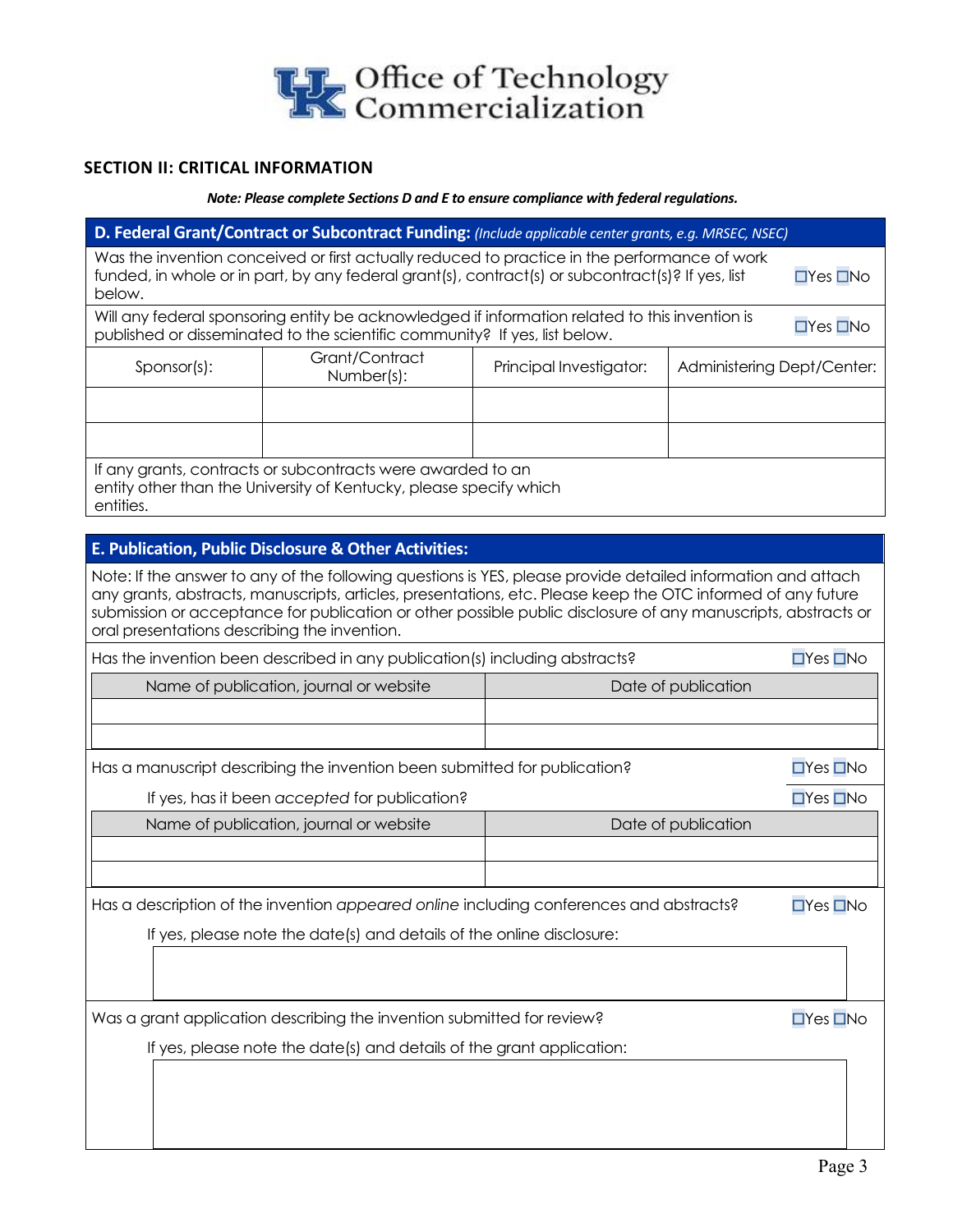# Office of Technology Commercialization

## SECTION II: CRITICAL INFORMATION

***Note: Please complete Sections D and E to ensure compliance with federal regulations.***

### D. Federal Grant/Contract or Subcontract Funding: *(Include applicable center grants, e.g. MRSEC, NSEC)*

Was the invention conceived or first actually reduced to practice in the performance of work funded, in whole or in part, by any federal grant(s), contract(s) or subcontract(s)? If yes, list below. ☐Yes ☐No

Will any federal sponsoring entity be acknowledged if information related to this invention is published or disseminated to the scientific community? If yes, list below. ☐Yes ☐No

| Sponsor(s): | Grant/Contract Number(s): | Principal Investigator: | Administering Dept/Center: |
|---|---|---|---|
| | | | |
| | | | |

If any grants, contracts or subcontracts were awarded to an entity other than the University of Kentucky, please specify which entities.

### E. Publication, Public Disclosure & Other Activities:

Note: If the answer to any of the following questions is YES, please provide detailed information and attach any grants, abstracts, manuscripts, articles, presentations, etc. Please keep the OTC informed of any future submission or acceptance for publication or other possible public disclosure of any manuscripts, abstracts or oral presentations describing the invention.

Has the invention been described in any publication(s) including abstracts? ☐Yes ☐No

| Name of publication, journal or website | Date of publication |
|---|---|
| | |
| | |

Has a manuscript describing the invention been submitted for publication? ☐Yes ☐No

If yes, has it been *accepted* for publication? ☐Yes ☐No

| Name of publication, journal or website | Date of publication |
|---|---|
| | |
| | |

Has a description of the invention *appeared online* including conferences and abstracts? ☐Yes ☐No

If yes, please note the date(s) and details of the online disclosure:

Was a grant application describing the invention submitted for review? ☐Yes ☐No

If yes, please note the date(s) and details of the grant application: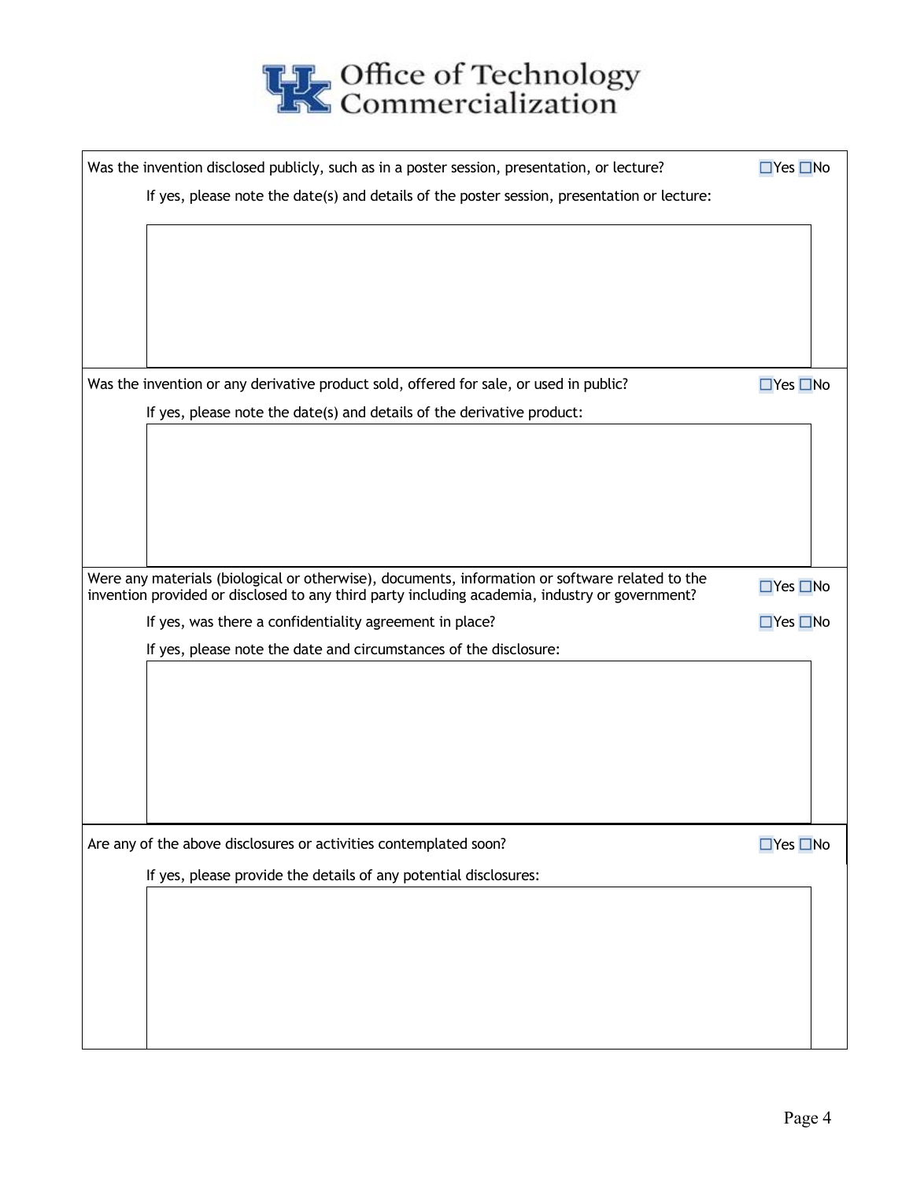Was the invention disclosed publicly, such as in a poster session, presentation, or lecture? ☐Yes ☐No

If yes, please note the date(s) and details of the poster session, presentation or lecture:

Was the invention or any derivative product sold, offered for sale, or used in public? ☐Yes ☐No

If yes, please note the date(s) and details of the derivative product:

Were any materials (biological or otherwise), documents, information or software related to the invention provided or disclosed to any third party including academia, industry or government? ☐Yes ☐No

If yes, was there a confidentiality agreement in place? ☐Yes ☐No

If yes, please note the date and circumstances of the disclosure:

Are any of the above disclosures or activities contemplated soon? ☐Yes ☐No

If yes, please provide the details of any potential disclosures: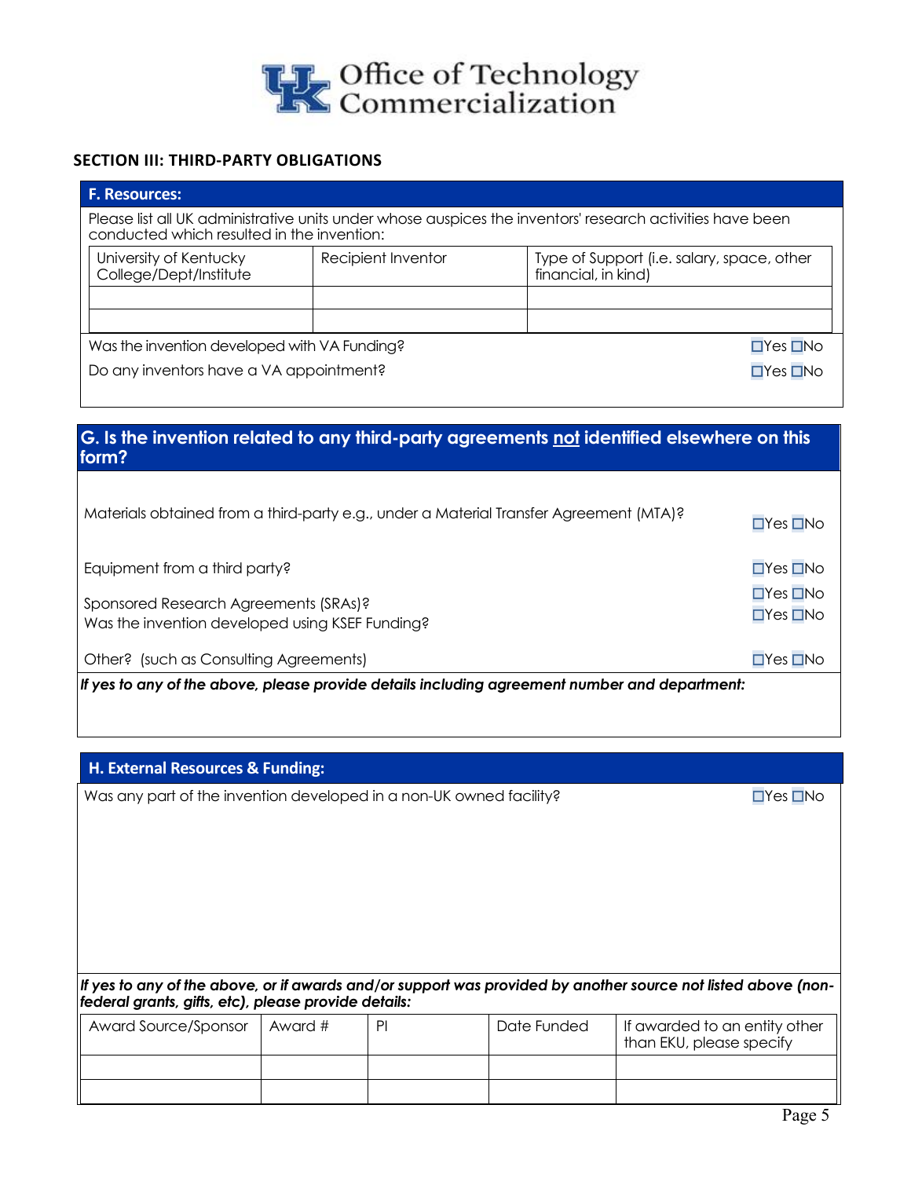Office of Technology Commercialization

## SECTION III: THIRD-PARTY OBLIGATIONS

### F. Resources:

Please list all UK administrative units under whose auspices the inventors' research activities have been conducted which resulted in the invention:

| University of Kentucky College/Dept/Institute | Recipient Inventor | Type of Support (i.e. salary, space, other financial, in kind) |
| --- | --- | --- |
| | | |
| | | |

Was the invention developed with VA Funding? ☐Yes ☐No

Do any inventors have a VA appointment? ☐Yes ☐No

### G. Is the invention related to any third-party agreements <u>not</u> identified elsewhere on this form?

Materials obtained from a third-party e.g., under a Material Transfer Agreement (MTA)? ☐Yes ☐No

Equipment from a third party? ☐Yes ☐No

Sponsored Research Agreements (SRAs)? ☐Yes ☐No

Was the invention developed using KSEF Funding? ☐Yes ☐No

Other? (such as Consulting Agreements) ☐Yes ☐No

***If yes to any of the above, please provide details including agreement number and department:***

### H. External Resources & Funding:

Was any part of the invention developed in a non-UK owned facility? ☐Yes ☐No

***If yes to any of the above, or if awards and/or support was provided by another source not listed above (non-federal grants, gifts, etc), please provide details:***

| Award Source/Sponsor | Award # | PI | Date Funded | If awarded to an entity other than EKU, please specify |
| --- | --- | --- | --- | --- |
| | | | | |
| | | | | |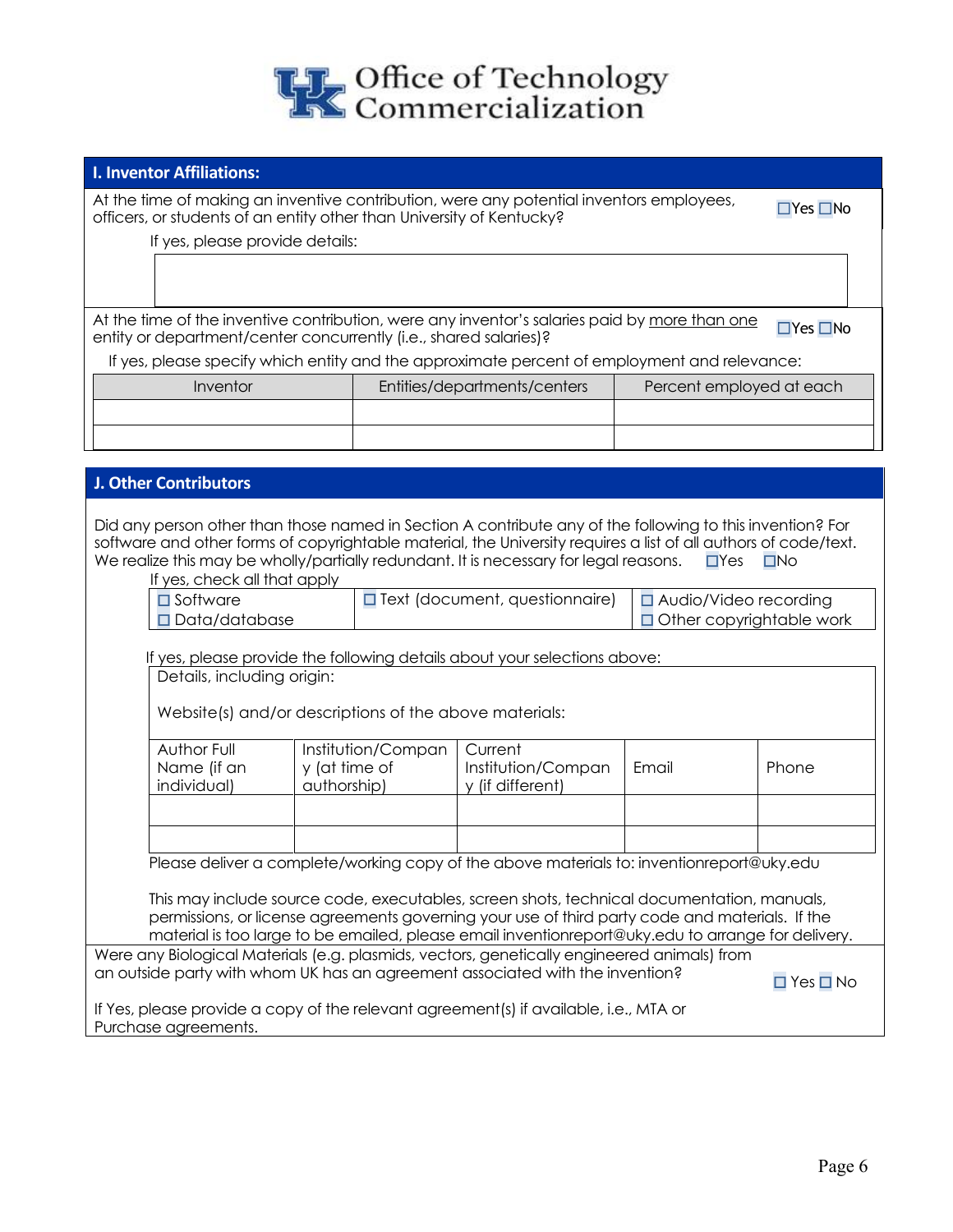**Office of Technology Commercialization**

## I. Inventor Affiliations:

At the time of making an inventive contribution, were any potential inventors employees, officers, or students of an entity other than University of Kentucky? ☐Yes ☐No

If yes, please provide details:

| |
|---|
| |

At the time of the inventive contribution, were any inventor's salaries paid by more than one entity or department/center concurrently (i.e., shared salaries)? ☐Yes ☐No

If yes, please specify which entity and the approximate percent of employment and relevance:

| Inventor | Entities/departments/centers | Percent employed at each |
|---|---|---|
| | | |
| | | |

## J. Other Contributors

Did any person other than those named in Section A contribute any of the following to this invention? For software and other forms of copyrightable material, the University requires a list of all authors of code/text. We realize this may be wholly/partially redundant. It is necessary for legal reasons. ☐Yes ☐No

If yes, check all that apply

| | | |
|---|---|---|
| ☐ Software<br>☐ Data/database | ☐ Text (document, questionnaire) | ☐ Audio/Video recording<br>☐ Other copyrightable work |

If yes, please provide the following details about your selections above:

Details, including origin:

Website(s) and/or descriptions of the above materials:

| Author Full Name (if an individual) | Institution/Company (at time of authorship) | Current Institution/Company (if different) | Email | Phone |
|---|---|---|---|---|
| | | | | |
| | | | | |

Please deliver a complete/working copy of the above materials to: inventionreport@uky.edu

This may include source code, executables, screen shots, technical documentation, manuals, permissions, or license agreements governing your use of third party code and materials. If the material is too large to be emailed, please email inventionreport@uky.edu to arrange for delivery.

Were any Biological Materials (e.g. plasmids, vectors, genetically engineered animals) from an outside party with whom UK has an agreement associated with the invention? ☐ Yes ☐ No

If Yes, please provide a copy of the relevant agreement(s) if available, i.e., MTA or Purchase agreements.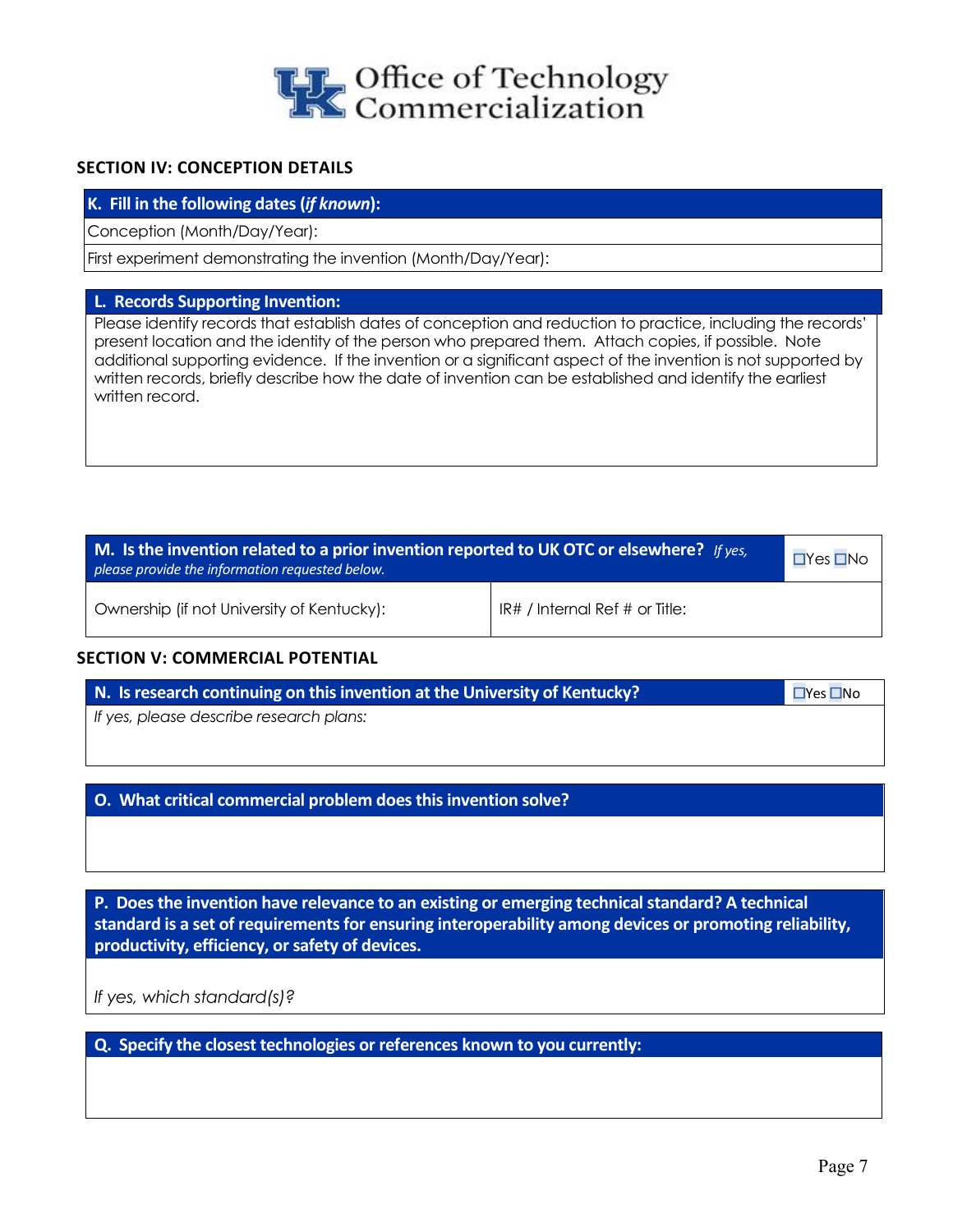# Office of Technology Commercialization

## SECTION IV: CONCEPTION DETAILS

| K. Fill in the following dates (*if known*): |
|---|
| Conception (Month/Day/Year): |
| First experiment demonstrating the invention (Month/Day/Year): |

**L. Records Supporting Invention:**

Please identify records that establish dates of conception and reduction to practice, including the records' present location and the identity of the person who prepared them. Attach copies, if possible. Note additional supporting evidence. If the invention or a significant aspect of the invention is not supported by written records, briefly describe how the date of invention can be established and identify the earliest written record.

| M. Is the invention related to a prior invention reported to UK OTC or elsewhere? *If yes, please provide the information requested below.* | | ☐Yes ☐No |
|---|---|---|
| Ownership (if not University of Kentucky): | IR# / Internal Ref # or Title: | |

## SECTION V: COMMERCIAL POTENTIAL

| N. Is research continuing on this invention at the University of Kentucky? | ☐Yes ☐No |
|---|---|
| *If yes, please describe research plans:* | |

**O. What critical commercial problem does this invention solve?**

**P. Does the invention have relevance to an existing or emerging technical standard? A technical standard is a set of requirements for ensuring interoperability among devices or promoting reliability, productivity, efficiency, or safety of devices.**

*If yes, which standard(s)?*

**Q. Specify the closest technologies or references known to you currently:**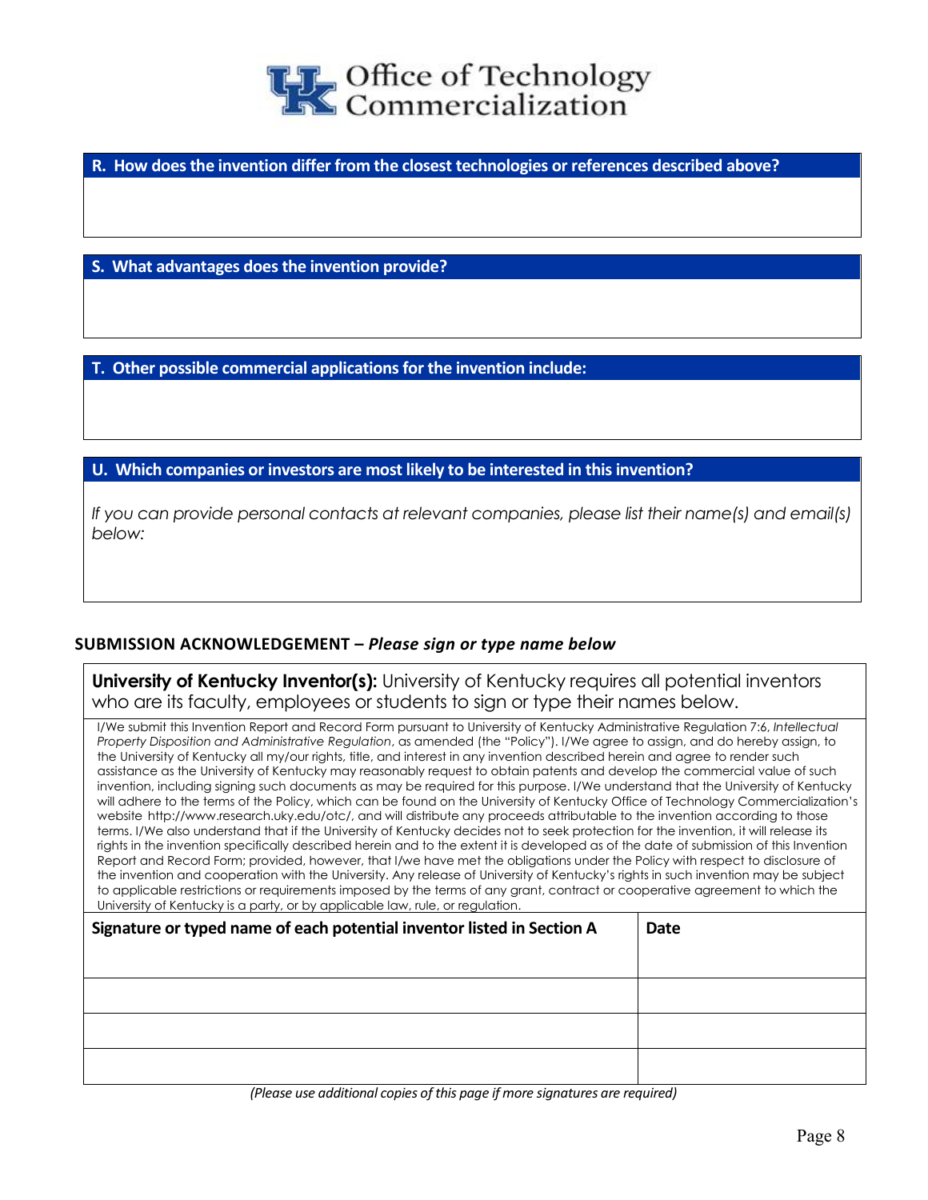## R. How does the invention differ from the closest technologies or references described above?

## S. What advantages does the invention provide?

## T. Other possible commercial applications for the invention include:

## U. Which companies or investors are most likely to be interested in this invention?

*If you can provide personal contacts at relevant companies, please list their name(s) and email(s) below:*

## SUBMISSION ACKNOWLEDGEMENT – *Please sign or type name below*

**University of Kentucky Inventor(s):** University of Kentucky requires all potential inventors who are its faculty, employees or students to sign or type their names below.

I/We submit this Invention Report and Record Form pursuant to University of Kentucky Administrative Regulation 7:6, *Intellectual Property Disposition and Administrative Regulation*, as amended (the "Policy"). I/We agree to assign, and do hereby assign, to the University of Kentucky all my/our rights, title, and interest in any invention described herein and agree to render such assistance as the University of Kentucky may reasonably request to obtain patents and develop the commercial value of such invention, including signing such documents as may be required for this purpose. I/We understand that the University of Kentucky will adhere to the terms of the Policy, which can be found on the University of Kentucky Office of Technology Commercialization's website http://www.research.uky.edu/otc/, and will distribute any proceeds attributable to the invention according to those terms. I/We also understand that if the University of Kentucky decides not to seek protection for the invention, it will release its rights in the invention specifically described herein and to the extent it is developed as of the date of submission of this Invention Report and Record Form; provided, however, that I/we have met the obligations under the Policy with respect to disclosure of the invention and cooperation with the University. Any release of University of Kentucky's rights in such invention may be subject to applicable restrictions or requirements imposed by the terms of any grant, contract or cooperative agreement to which the University of Kentucky is a party, or by applicable law, rule, or regulation.

| Signature or typed name of each potential inventor listed in Section A | Date |
|---|---|
| | |
| | |
| | |

*(Please use additional copies of this page if more signatures are required)*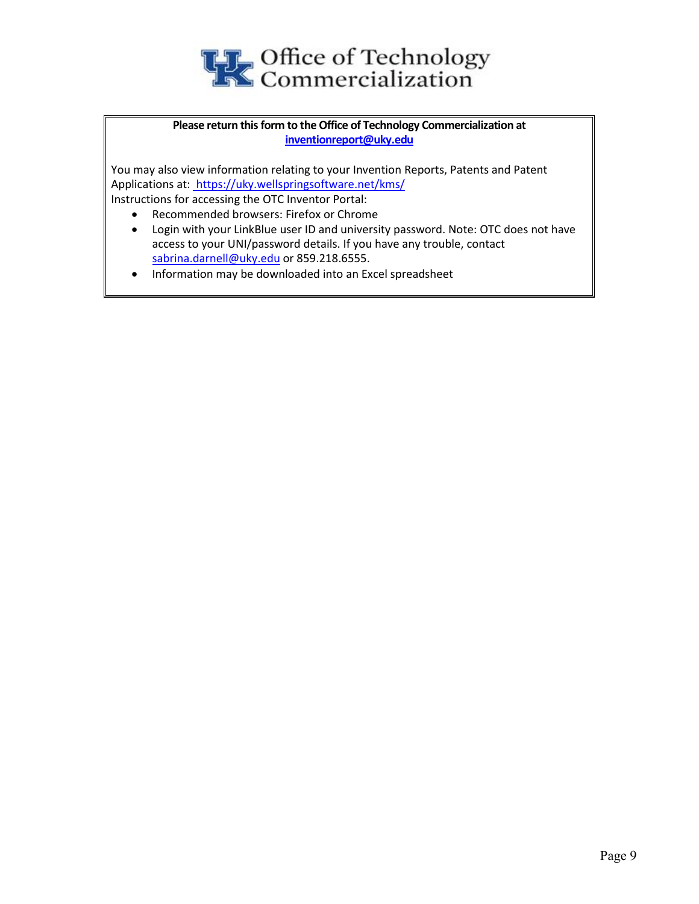# Office of Technology Commercialization

**Please return this form to the Office of Technology Commercialization at inventionreport@uky.edu**

You may also view information relating to your Invention Reports, Patents and Patent Applications at: https://uky.wellspringsoftware.net/kms/

Instructions for accessing the OTC Inventor Portal:

- Recommended browsers: Firefox or Chrome
- Login with your LinkBlue user ID and university password. Note: OTC does not have access to your UNI/password details. If you have any trouble, contact sabrina.darnell@uky.edu or 859.218.6555.
- Information may be downloaded into an Excel spreadsheet